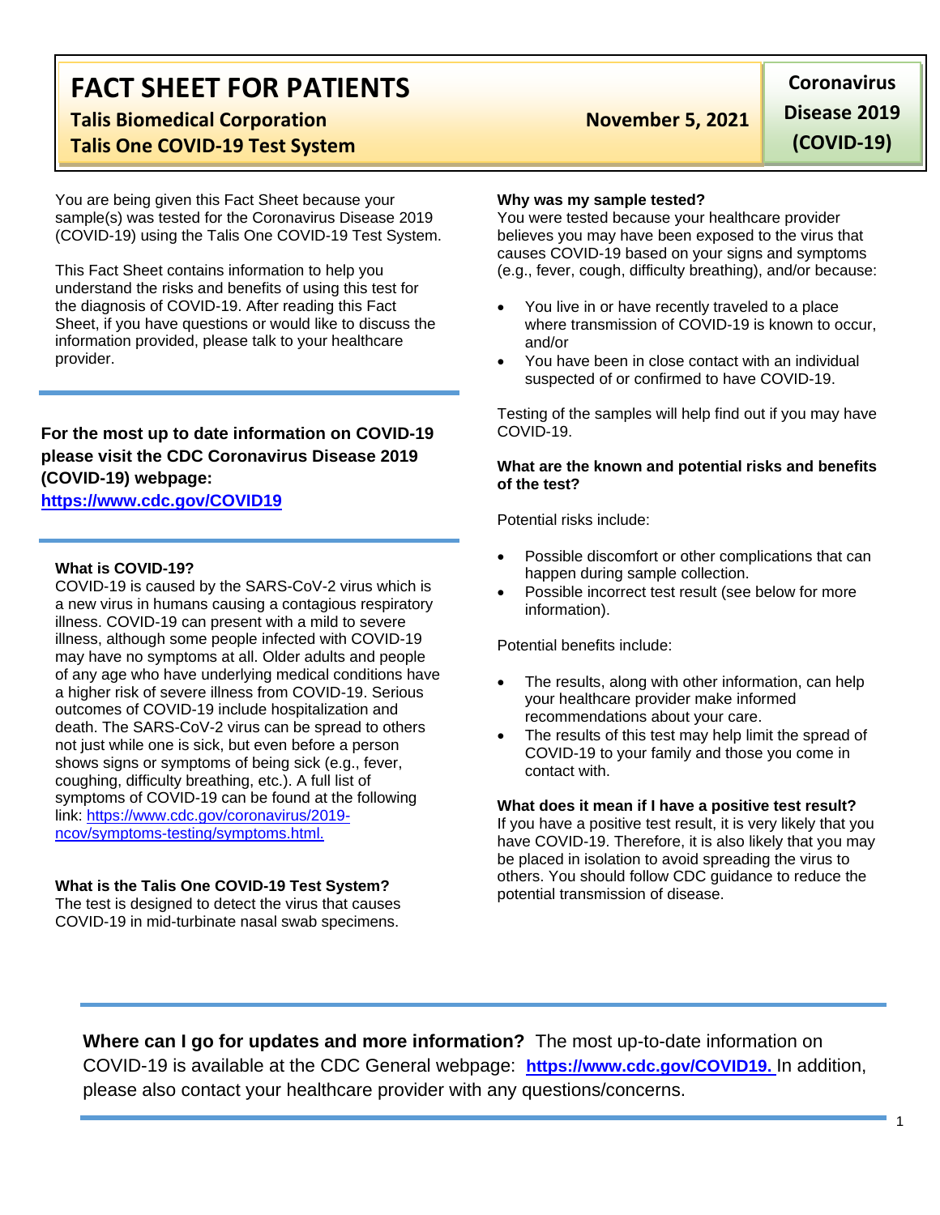# FACT SHEET FOR PATIENTS

**Talis Biomedical Corporation**
**Talis One COVID-19 Test System**

**November 5, 2021**

**Coronavirus Disease 2019 (COVID-19)**

You are being given this Fact Sheet because your sample(s) was tested for the Coronavirus Disease 2019 (COVID-19) using the Talis One COVID-19 Test System.

This Fact Sheet contains information to help you understand the risks and benefits of using this test for the diagnosis of COVID-19. After reading this Fact Sheet, if you have questions or would like to discuss the information provided, please talk to your healthcare provider.

**For the most up to date information on COVID-19 please visit the CDC Coronavirus Disease 2019 (COVID-19) webpage:**
**https://www.cdc.gov/COVID19**

### What is COVID-19?

COVID-19 is caused by the SARS-CoV-2 virus which is a new virus in humans causing a contagious respiratory illness. COVID-19 can present with a mild to severe illness, although some people infected with COVID-19 may have no symptoms at all. Older adults and people of any age who have underlying medical conditions have a higher risk of severe illness from COVID-19. Serious outcomes of COVID-19 include hospitalization and death. The SARS-CoV-2 virus can be spread to others not just while one is sick, but even before a person shows signs or symptoms of being sick (e.g., fever, coughing, difficulty breathing, etc.). A full list of symptoms of COVID-19 can be found at the following link: https://www.cdc.gov/coronavirus/2019-ncov/symptoms-testing/symptoms.html.

### What is the Talis One COVID-19 Test System?

The test is designed to detect the virus that causes COVID-19 in mid-turbinate nasal swab specimens.

### Why was my sample tested?

You were tested because your healthcare provider believes you may have been exposed to the virus that causes COVID-19 based on your signs and symptoms (e.g., fever, cough, difficulty breathing), and/or because:

- You live in or have recently traveled to a place where transmission of COVID-19 is known to occur, and/or
- You have been in close contact with an individual suspected of or confirmed to have COVID-19.

Testing of the samples will help find out if you may have COVID-19.

### What are the known and potential risks and benefits of the test?

Potential risks include:

- Possible discomfort or other complications that can happen during sample collection.
- Possible incorrect test result (see below for more information).

Potential benefits include:

- The results, along with other information, can help your healthcare provider make informed recommendations about your care.
- The results of this test may help limit the spread of COVID-19 to your family and those you come in contact with.

### What does it mean if I have a positive test result?

If you have a positive test result, it is very likely that you have COVID-19. Therefore, it is also likely that you may be placed in isolation to avoid spreading the virus to others. You should follow CDC guidance to reduce the potential transmission of disease.

**Where can I go for updates and more information?** The most up-to-date information on COVID-19 is available at the CDC General webpage: **https://www.cdc.gov/COVID19.** In addition, please also contact your healthcare provider with any questions/concerns.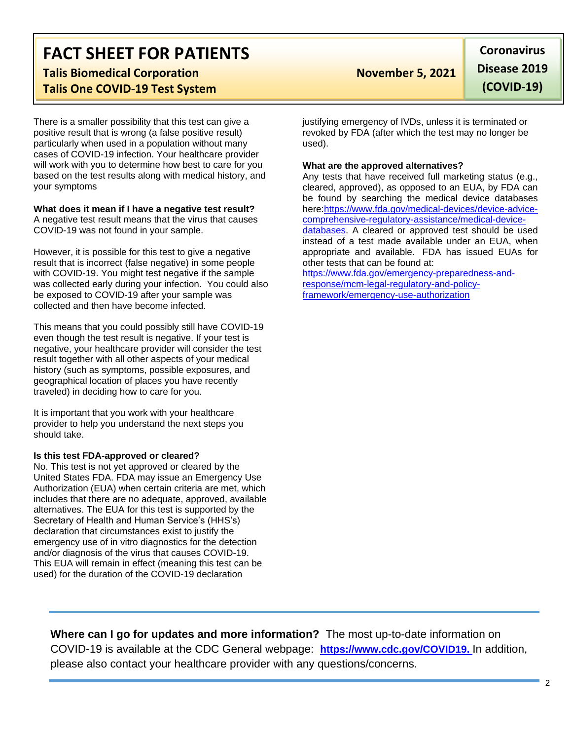# FACT SHEET FOR PATIENTS

**Talis Biomedical Corporation**
**Talis One COVID-19 Test System**

**November 5, 2021**

**Coronavirus Disease 2019 (COVID-19)**

There is a smaller possibility that this test can give a positive result that is wrong (a false positive result) particularly when used in a population without many cases of COVID-19 infection. Your healthcare provider will work with you to determine how best to care for you based on the test results along with medical history, and your symptoms

**What does it mean if I have a negative test result?**
A negative test result means that the virus that causes COVID-19 was not found in your sample.

However, it is possible for this test to give a negative result that is incorrect (false negative) in some people with COVID-19. You might test negative if the sample was collected early during your infection. You could also be exposed to COVID-19 after your sample was collected and then have become infected.

This means that you could possibly still have COVID-19 even though the test result is negative. If your test is negative, your healthcare provider will consider the test result together with all other aspects of your medical history (such as symptoms, possible exposures, and geographical location of places you have recently traveled) in deciding how to care for you.

It is important that you work with your healthcare provider to help you understand the next steps you should take.

**Is this test FDA-approved or cleared?**
No. This test is not yet approved or cleared by the United States FDA. FDA may issue an Emergency Use Authorization (EUA) when certain criteria are met, which includes that there are no adequate, approved, available alternatives. The EUA for this test is supported by the Secretary of Health and Human Service's (HHS's) declaration that circumstances exist to justify the emergency use of in vitro diagnostics for the detection and/or diagnosis of the virus that causes COVID-19. This EUA will remain in effect (meaning this test can be used) for the duration of the COVID-19 declaration justifying emergency of IVDs, unless it is terminated or revoked by FDA (after which the test may no longer be used).

**What are the approved alternatives?**
Any tests that have received full marketing status (e.g., cleared, approved), as opposed to an EUA, by FDA can be found by searching the medical device databases here:https://www.fda.gov/medical-devices/device-advice-comprehensive-regulatory-assistance/medical-device-databases. A cleared or approved test should be used instead of a test made available under an EUA, when appropriate and available. FDA has issued EUAs for other tests that can be found at: https://www.fda.gov/emergency-preparedness-and-response/mcm-legal-regulatory-and-policy-framework/emergency-use-authorization

**Where can I go for updates and more information?** The most up-to-date information on COVID-19 is available at the CDC General webpage: **https://www.cdc.gov/COVID19.** In addition, please also contact your healthcare provider with any questions/concerns.